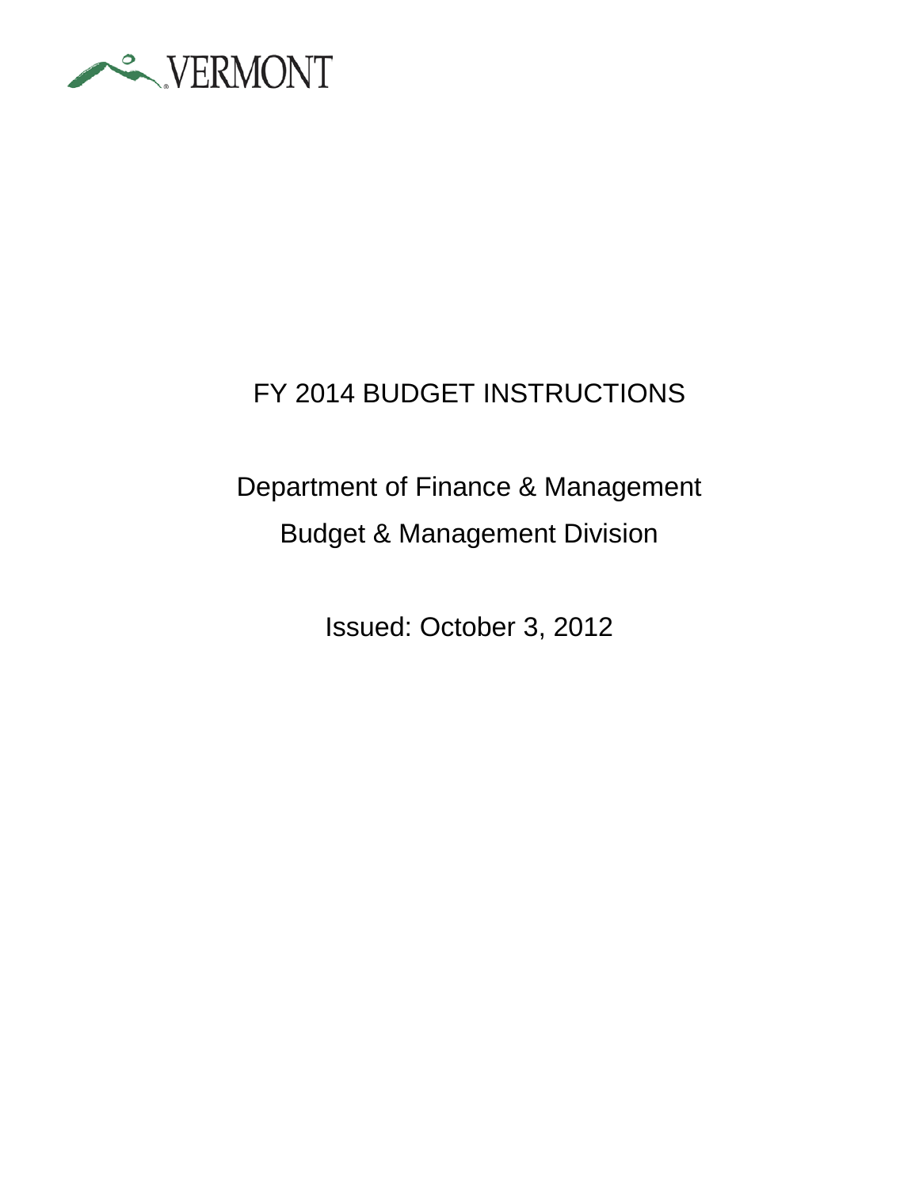VERMONT

# FY 2014 BUDGET INSTRUCTIONS

## Department of Finance & Management

## Budget & Management Division

Issued: October 3, 2012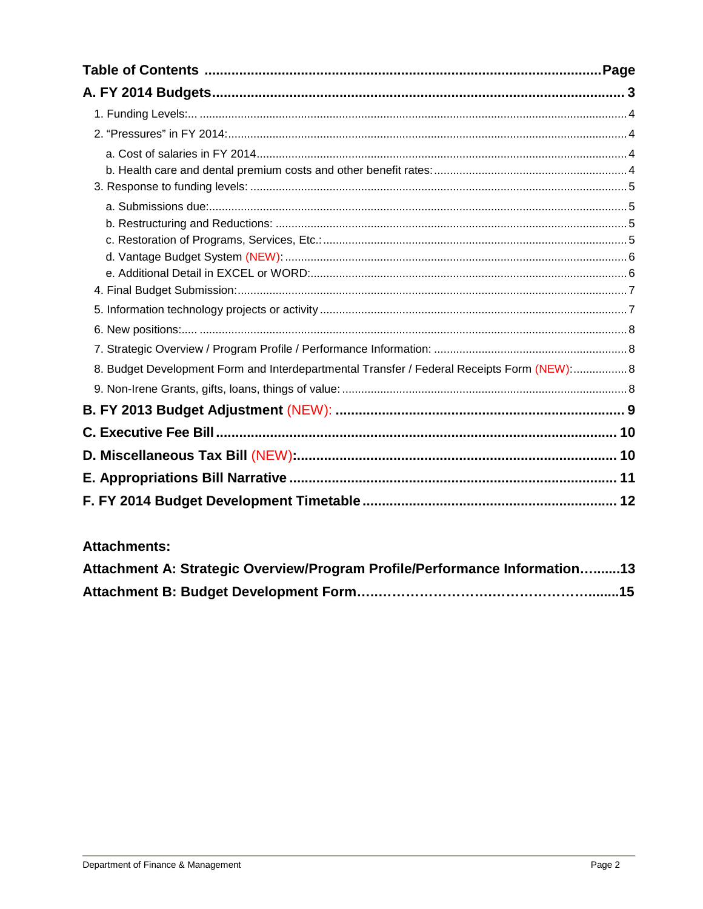**Table of Contents .......................................................................................... Page**

**A. FY 2014 Budgets .......................................................................................... 3**

1. Funding Levels:... .......................................................................................... 4
2. "Pressures" in FY 2014: .......................................................................................... 4
   - a. Cost of salaries in FY 2014 .......................................................................................... 4
   - b. Health care and dental premium costs and other benefit rates: .......................................................................................... 4
3. Response to funding levels: .......................................................................................... 5
   - a. Submissions due: .......................................................................................... 5
   - b. Restructuring and Reductions: .......................................................................................... 5
   - c. Restoration of Programs, Services, Etc.: .......................................................................................... 5
   - d. Vantage Budget System (NEW): .......................................................................................... 6
   - e. Additional Detail in EXCEL or WORD: .......................................................................................... 6
4. Final Budget Submission: .......................................................................................... 7
5. Information technology projects or activity .......................................................................................... 7
6. New positions:..... .......................................................................................... 8
7. Strategic Overview / Program Profile / Performance Information: .......................................................................................... 8
8. Budget Development Form and Interdepartmental Transfer / Federal Receipts Form (NEW): .......................................................................................... 8
9. Non-Irene Grants, gifts, loans, things of value: .......................................................................................... 8

**B. FY 2013 Budget Adjustment (NEW): .......................................................................................... 9**

**C. Executive Fee Bill .......................................................................................... 10**

**D. Miscellaneous Tax Bill (NEW): .......................................................................................... 10**

**E. Appropriations Bill Narrative .......................................................................................... 11**

**F. FY 2014 Budget Development Timetable .......................................................................................... 12**

**Attachments:**

**Attachment A: Strategic Overview/Program Profile/Performance Information..........13**

**Attachment B: Budget Development Form.........................................................15**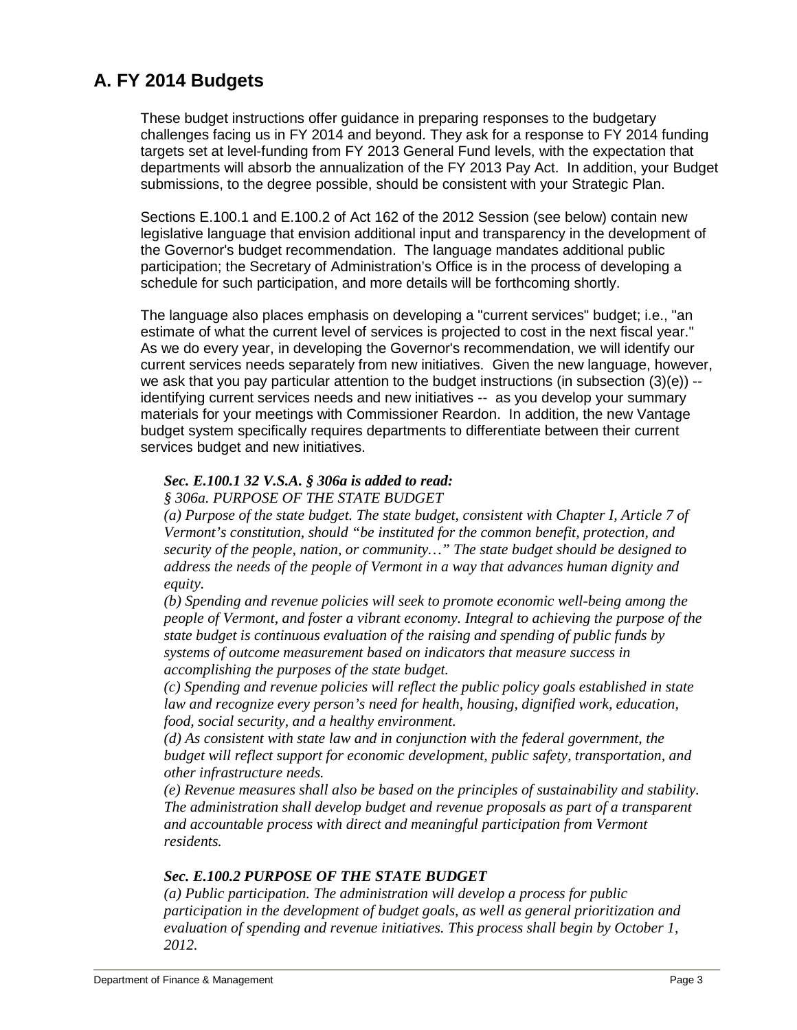## A. FY 2014 Budgets

These budget instructions offer guidance in preparing responses to the budgetary challenges facing us in FY 2014 and beyond. They ask for a response to FY 2014 funding targets set at level-funding from FY 2013 General Fund levels, with the expectation that departments will absorb the annualization of the FY 2013 Pay Act. In addition, your Budget submissions, to the degree possible, should be consistent with your Strategic Plan.

Sections E.100.1 and E.100.2 of Act 162 of the 2012 Session (see below) contain new legislative language that envision additional input and transparency in the development of the Governor's budget recommendation. The language mandates additional public participation; the Secretary of Administration's Office is in the process of developing a schedule for such participation, and more details will be forthcoming shortly.

The language also places emphasis on developing a "current services" budget; i.e., "an estimate of what the current level of services is projected to cost in the next fiscal year." As we do every year, in developing the Governor's recommendation, we will identify our current services needs separately from new initiatives. Given the new language, however, we ask that you pay particular attention to the budget instructions (in subsection (3)(e)) -- identifying current services needs and new initiatives -- as you develop your summary materials for your meetings with Commissioner Reardon. In addition, the new Vantage budget system specifically requires departments to differentiate between their current services budget and new initiatives.

***Sec. E.100.1 32 V.S.A. § 306a is added to read:***

*§ 306a. PURPOSE OF THE STATE BUDGET*

*(a) Purpose of the state budget. The state budget, consistent with Chapter I, Article 7 of Vermont's constitution, should "be instituted for the common benefit, protection, and security of the people, nation, or community…" The state budget should be designed to address the needs of the people of Vermont in a way that advances human dignity and equity.*

*(b) Spending and revenue policies will seek to promote economic well-being among the people of Vermont, and foster a vibrant economy. Integral to achieving the purpose of the state budget is continuous evaluation of the raising and spending of public funds by systems of outcome measurement based on indicators that measure success in accomplishing the purposes of the state budget.*

*(c) Spending and revenue policies will reflect the public policy goals established in state law and recognize every person's need for health, housing, dignified work, education, food, social security, and a healthy environment.*

*(d) As consistent with state law and in conjunction with the federal government, the budget will reflect support for economic development, public safety, transportation, and other infrastructure needs.*

*(e) Revenue measures shall also be based on the principles of sustainability and stability. The administration shall develop budget and revenue proposals as part of a transparent and accountable process with direct and meaningful participation from Vermont residents.*

***Sec. E.100.2 PURPOSE OF THE STATE BUDGET***

*(a) Public participation. The administration will develop a process for public participation in the development of budget goals, as well as general prioritization and evaluation of spending and revenue initiatives. This process shall begin by October 1, 2012.*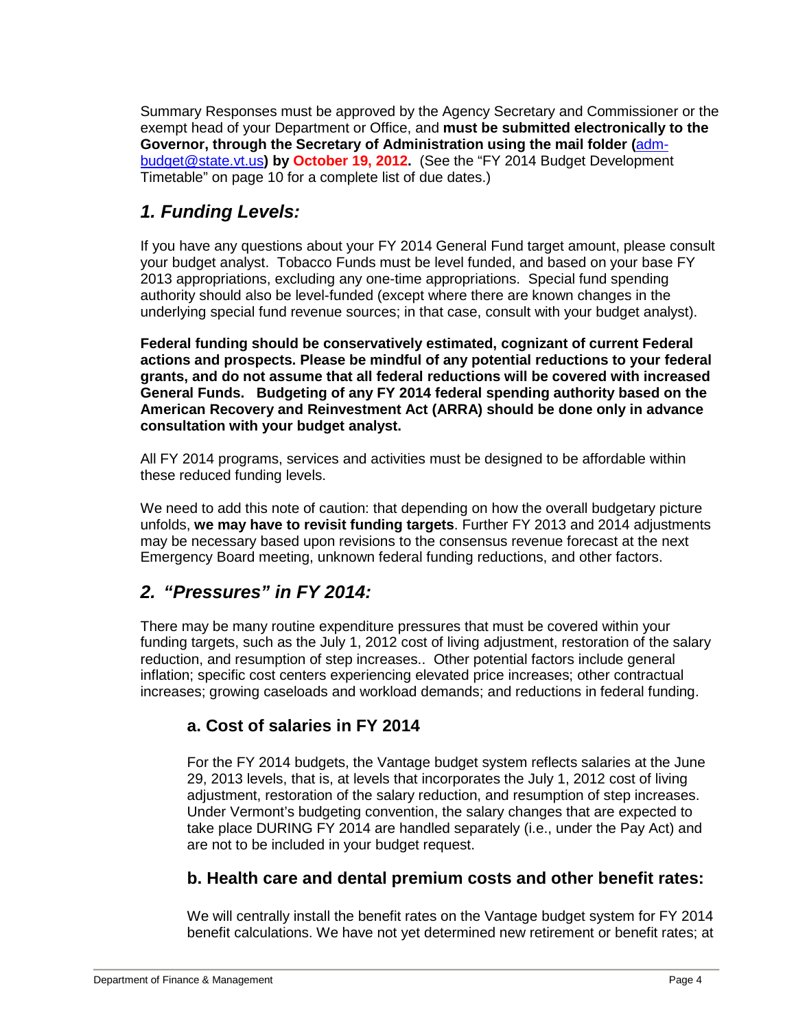Summary Responses must be approved by the Agency Secretary and Commissioner or the exempt head of your Department or Office, and **must be submitted electronically to the Governor, through the Secretary of Administration using the mail folder (adm-budget@state.vt.us) by October 19, 2012.** (See the "FY 2014 Budget Development Timetable" on page 10 for a complete list of due dates.)

## *1. Funding Levels:*

If you have any questions about your FY 2014 General Fund target amount, please consult your budget analyst. Tobacco Funds must be level funded, and based on your base FY 2013 appropriations, excluding any one-time appropriations. Special fund spending authority should also be level-funded (except where there are known changes in the underlying special fund revenue sources; in that case, consult with your budget analyst).

**Federal funding should be conservatively estimated, cognizant of current Federal actions and prospects. Please be mindful of any potential reductions to your federal grants, and do not assume that all federal reductions will be covered with increased General Funds. Budgeting of any FY 2014 federal spending authority based on the American Recovery and Reinvestment Act (ARRA) should be done only in advance consultation with your budget analyst.**

All FY 2014 programs, services and activities must be designed to be affordable within these reduced funding levels.

We need to add this note of caution: that depending on how the overall budgetary picture unfolds, **we may have to revisit funding targets**. Further FY 2013 and 2014 adjustments may be necessary based upon revisions to the consensus revenue forecast at the next Emergency Board meeting, unknown federal funding reductions, and other factors.

## *2. "Pressures" in FY 2014:*

There may be many routine expenditure pressures that must be covered within your funding targets, such as the July 1, 2012 cost of living adjustment, restoration of the salary reduction, and resumption of step increases.. Other potential factors include general inflation; specific cost centers experiencing elevated price increases; other contractual increases; growing caseloads and workload demands; and reductions in federal funding.

### a. Cost of salaries in FY 2014

For the FY 2014 budgets, the Vantage budget system reflects salaries at the June 29, 2013 levels, that is, at levels that incorporates the July 1, 2012 cost of living adjustment, restoration of the salary reduction, and resumption of step increases. Under Vermont's budgeting convention, the salary changes that are expected to take place DURING FY 2014 are handled separately (i.e., under the Pay Act) and are not to be included in your budget request.

### b. Health care and dental premium costs and other benefit rates:

We will centrally install the benefit rates on the Vantage budget system for FY 2014 benefit calculations. We have not yet determined new retirement or benefit rates; at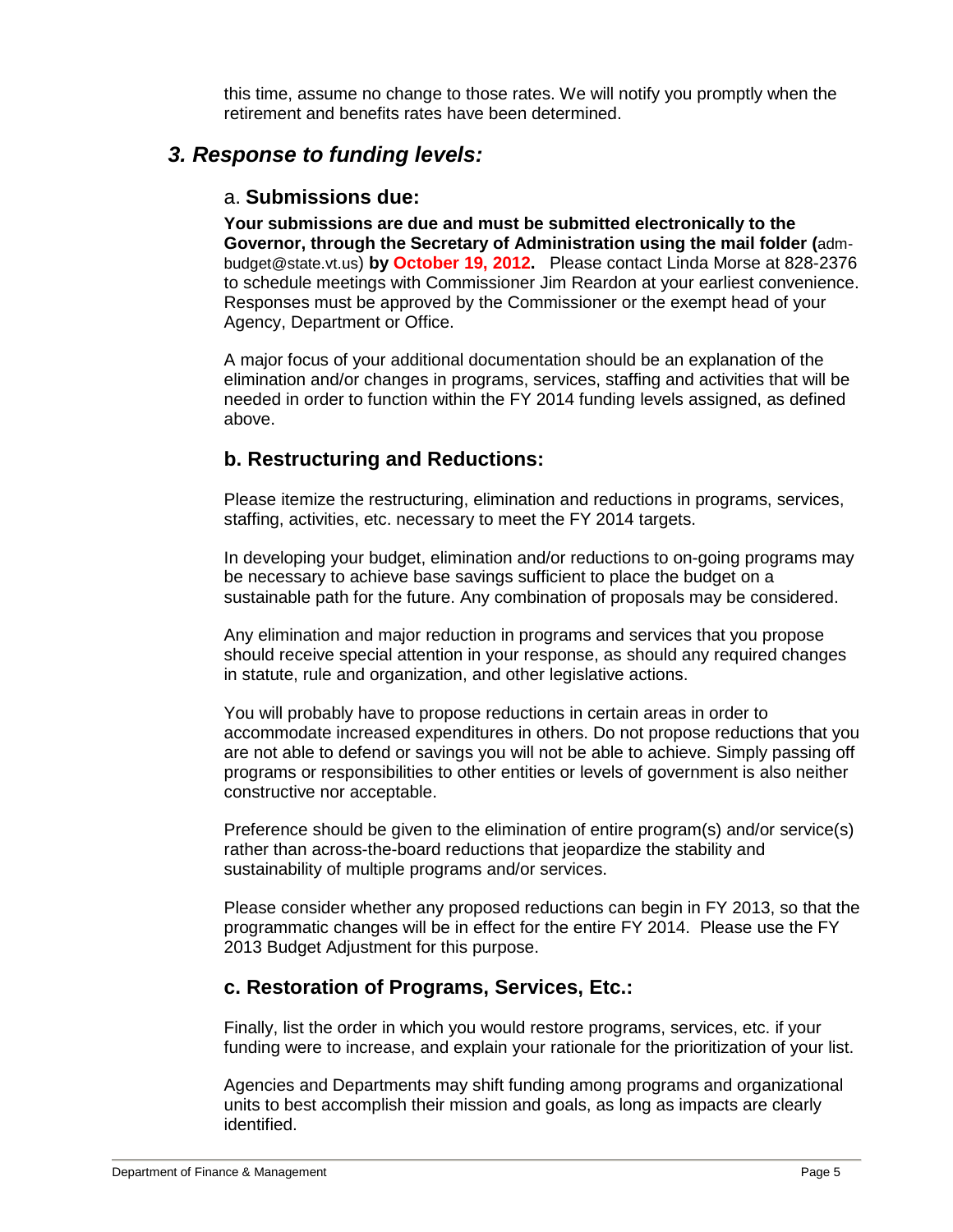this time, assume no change to those rates. We will notify you promptly when the retirement and benefits rates have been determined.

## *3. Response to funding levels:*

### a. **Submissions due:**

**Your submissions are due and must be submitted electronically to the Governor, through the Secretary of Administration using the mail folder (**adm-budget@state.vt.us) **by October 19, 2012.** Please contact Linda Morse at 828-2376 to schedule meetings with Commissioner Jim Reardon at your earliest convenience. Responses must be approved by the Commissioner or the exempt head of your Agency, Department or Office.

A major focus of your additional documentation should be an explanation of the elimination and/or changes in programs, services, staffing and activities that will be needed in order to function within the FY 2014 funding levels assigned, as defined above.

### b. Restructuring and Reductions:

Please itemize the restructuring, elimination and reductions in programs, services, staffing, activities, etc. necessary to meet the FY 2014 targets.

In developing your budget, elimination and/or reductions to on-going programs may be necessary to achieve base savings sufficient to place the budget on a sustainable path for the future. Any combination of proposals may be considered.

Any elimination and major reduction in programs and services that you propose should receive special attention in your response, as should any required changes in statute, rule and organization, and other legislative actions.

You will probably have to propose reductions in certain areas in order to accommodate increased expenditures in others. Do not propose reductions that you are not able to defend or savings you will not be able to achieve. Simply passing off programs or responsibilities to other entities or levels of government is also neither constructive nor acceptable.

Preference should be given to the elimination of entire program(s) and/or service(s) rather than across-the-board reductions that jeopardize the stability and sustainability of multiple programs and/or services.

Please consider whether any proposed reductions can begin in FY 2013, so that the programmatic changes will be in effect for the entire FY 2014. Please use the FY 2013 Budget Adjustment for this purpose.

### c. Restoration of Programs, Services, Etc.:

Finally, list the order in which you would restore programs, services, etc. if your funding were to increase, and explain your rationale for the prioritization of your list.

Agencies and Departments may shift funding among programs and organizational units to best accomplish their mission and goals, as long as impacts are clearly identified.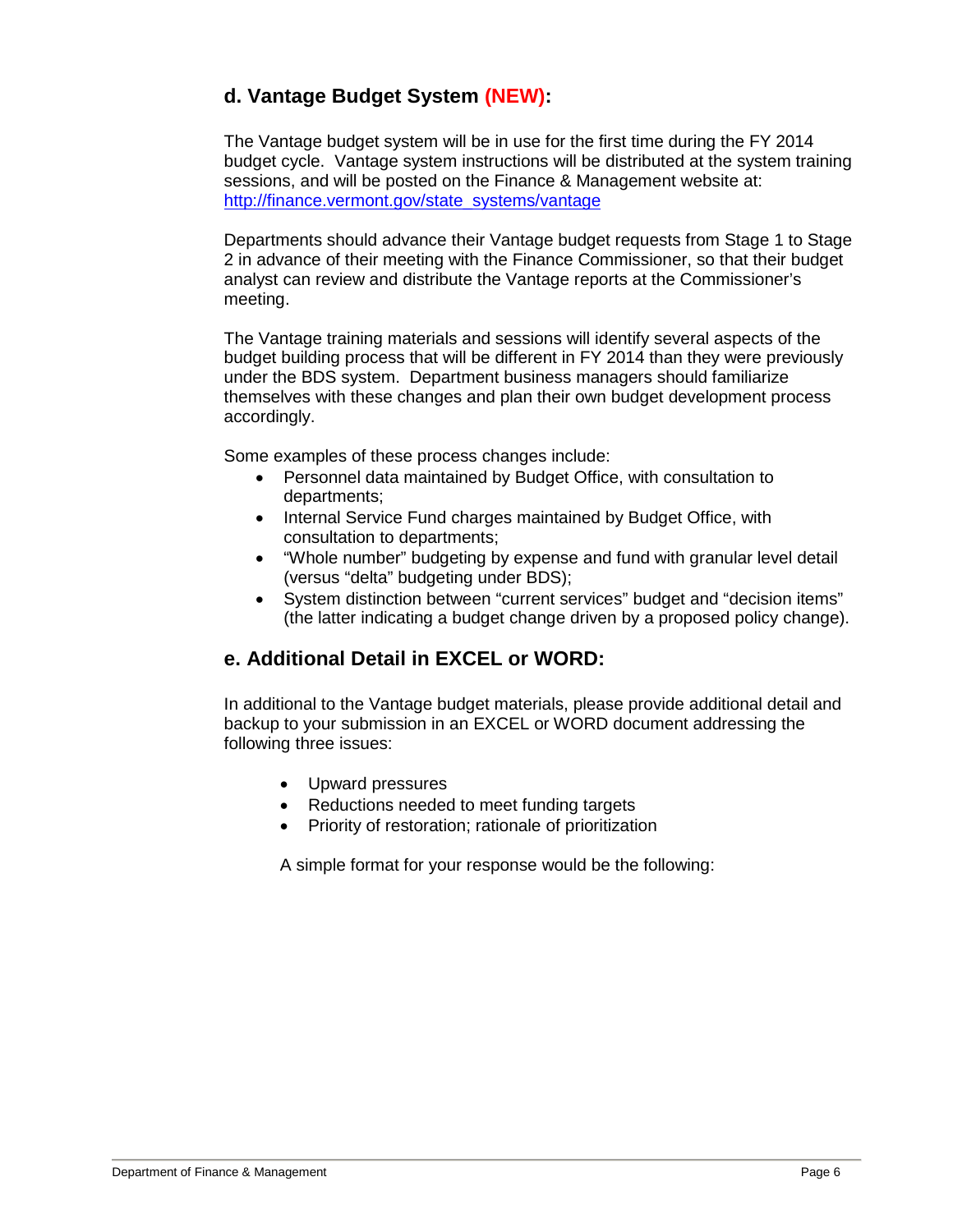## d. Vantage Budget System (NEW):

The Vantage budget system will be in use for the first time during the FY 2014 budget cycle. Vantage system instructions will be distributed at the system training sessions, and will be posted on the Finance & Management website at: [http://finance.vermont.gov/state_systems/vantage](http://finance.vermont.gov/state_systems/vantage)

Departments should advance their Vantage budget requests from Stage 1 to Stage 2 in advance of their meeting with the Finance Commissioner, so that their budget analyst can review and distribute the Vantage reports at the Commissioner's meeting.

The Vantage training materials and sessions will identify several aspects of the budget building process that will be different in FY 2014 than they were previously under the BDS system. Department business managers should familiarize themselves with these changes and plan their own budget development process accordingly.

Some examples of these process changes include:

- Personnel data maintained by Budget Office, with consultation to departments;
- Internal Service Fund charges maintained by Budget Office, with consultation to departments;
- "Whole number" budgeting by expense and fund with granular level detail (versus "delta" budgeting under BDS);
- System distinction between "current services" budget and "decision items" (the latter indicating a budget change driven by a proposed policy change).

## e. Additional Detail in EXCEL or WORD:

In additional to the Vantage budget materials, please provide additional detail and backup to your submission in an EXCEL or WORD document addressing the following three issues:

- Upward pressures
- Reductions needed to meet funding targets
- Priority of restoration; rationale of prioritization

A simple format for your response would be the following: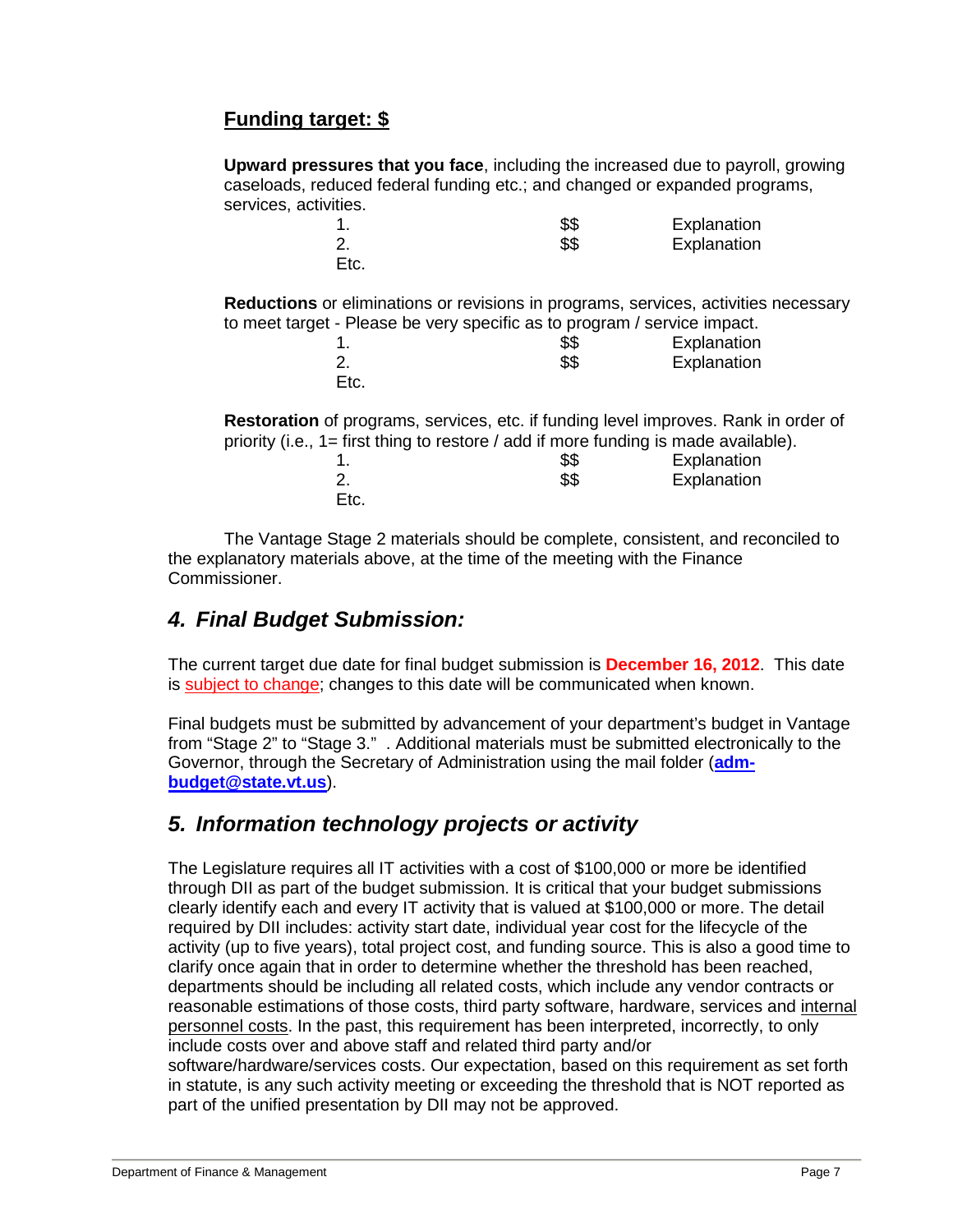**Funding target: $**

**Upward pressures that you face**, including the increased due to payroll, growing caseloads, reduced federal funding etc.; and changed or expanded programs, services, activities.

| | | |
|---|---|---|
| 1. | $$ | Explanation |
| 2. | $$ | Explanation |
| Etc. | | |

**Reductions** or eliminations or revisions in programs, services, activities necessary to meet target - Please be very specific as to program / service impact.

| | | |
|---|---|---|
| 1. | $$ | Explanation |
| 2. | $$ | Explanation |
| Etc. | | |

**Restoration** of programs, services, etc. if funding level improves. Rank in order of priority (i.e., 1= first thing to restore / add if more funding is made available).

| | | |
|---|---|---|
| 1. | $$ | Explanation |
| 2. | $$ | Explanation |
| Etc. | | |

The Vantage Stage 2 materials should be complete, consistent, and reconciled to the explanatory materials above, at the time of the meeting with the Finance Commissioner.

## *4. Final Budget Submission:*

The current target due date for final budget submission is **December 16, 2012**. This date is subject to change; changes to this date will be communicated when known.

Final budgets must be submitted by advancement of your department's budget in Vantage from "Stage 2" to "Stage 3." . Additional materials must be submitted electronically to the Governor, through the Secretary of Administration using the mail folder (**adm-budget@state.vt.us**).

## *5. Information technology projects or activity*

The Legislature requires all IT activities with a cost of $100,000 or more be identified through DII as part of the budget submission. It is critical that your budget submissions clearly identify each and every IT activity that is valued at $100,000 or more. The detail required by DII includes: activity start date, individual year cost for the lifecycle of the activity (up to five years), total project cost, and funding source. This is also a good time to clarify once again that in order to determine whether the threshold has been reached, departments should be including all related costs, which include any vendor contracts or reasonable estimations of those costs, third party software, hardware, services and internal personnel costs. In the past, this requirement has been interpreted, incorrectly, to only include costs over and above staff and related third party and/or software/hardware/services costs. Our expectation, based on this requirement as set forth in statute, is any such activity meeting or exceeding the threshold that is NOT reported as part of the unified presentation by DII may not be approved.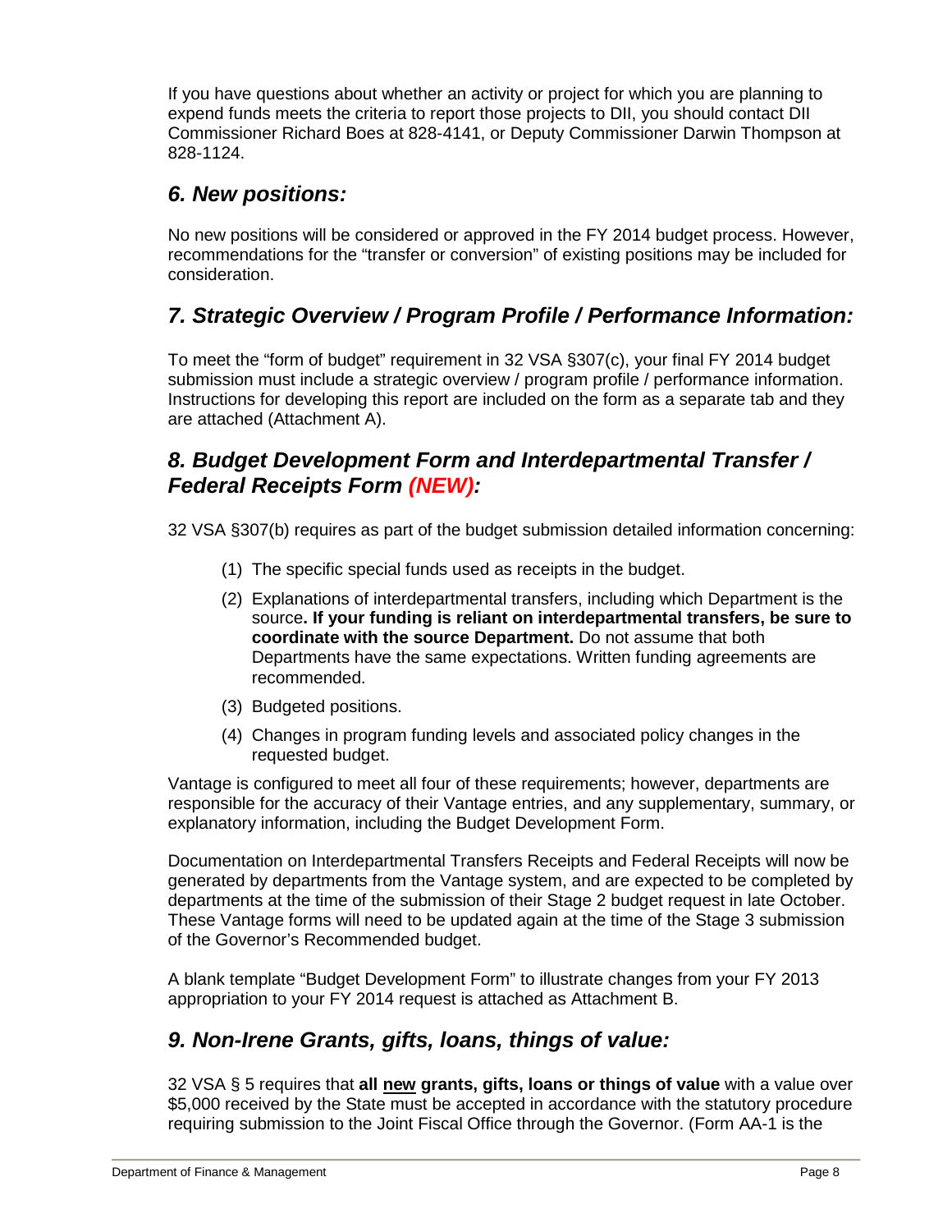If you have questions about whether an activity or project for which you are planning to expend funds meets the criteria to report those projects to DII, you should contact DII Commissioner Richard Boes at 828-4141, or Deputy Commissioner Darwin Thompson at 828-1124.

## *6. New positions:*

No new positions will be considered or approved in the FY 2014 budget process. However, recommendations for the "transfer or conversion" of existing positions may be included for consideration.

## *7. Strategic Overview / Program Profile / Performance Information:*

To meet the "form of budget" requirement in 32 VSA §307(c), your final FY 2014 budget submission must include a strategic overview / program profile / performance information. Instructions for developing this report are included on the form as a separate tab and they are attached (Attachment A).

## *8. Budget Development Form and Interdepartmental Transfer / Federal Receipts Form (NEW):*

32 VSA §307(b) requires as part of the budget submission detailed information concerning:

(1) The specific special funds used as receipts in the budget.

(2) Explanations of interdepartmental transfers, including which Department is the source**. If your funding is reliant on interdepartmental transfers, be sure to coordinate with the source Department.** Do not assume that both Departments have the same expectations. Written funding agreements are recommended.

(3) Budgeted positions.

(4) Changes in program funding levels and associated policy changes in the requested budget.

Vantage is configured to meet all four of these requirements; however, departments are responsible for the accuracy of their Vantage entries, and any supplementary, summary, or explanatory information, including the Budget Development Form.

Documentation on Interdepartmental Transfers Receipts and Federal Receipts will now be generated by departments from the Vantage system, and are expected to be completed by departments at the time of the submission of their Stage 2 budget request in late October. These Vantage forms will need to be updated again at the time of the Stage 3 submission of the Governor's Recommended budget.

A blank template "Budget Development Form" to illustrate changes from your FY 2013 appropriation to your FY 2014 request is attached as Attachment B.

## *9. Non-Irene Grants, gifts, loans, things of value:*

32 VSA § 5 requires that **all new grants, gifts, loans or things of value** with a value over $5,000 received by the State must be accepted in accordance with the statutory procedure requiring submission to the Joint Fiscal Office through the Governor. (Form AA-1 is the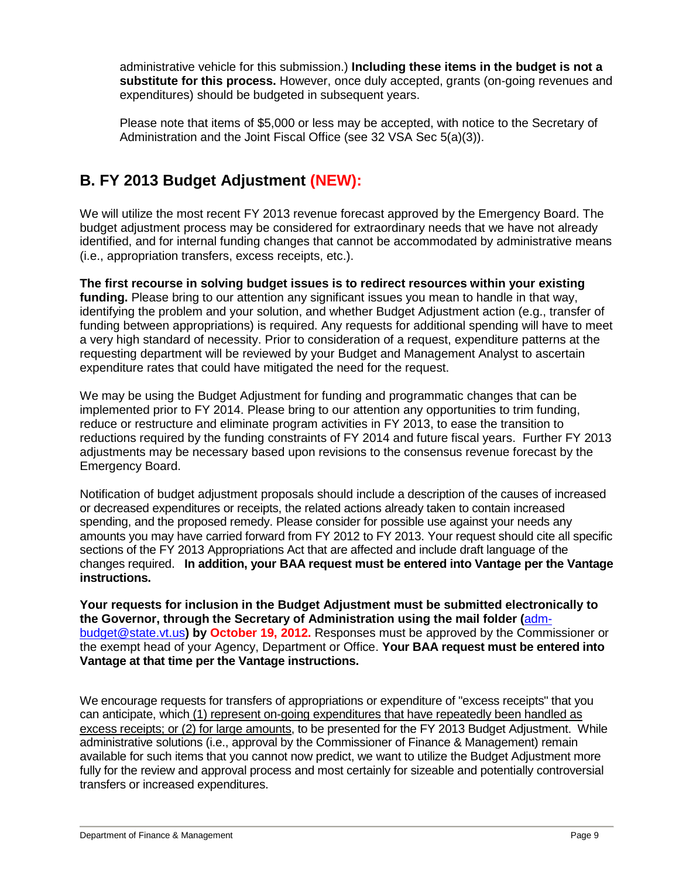administrative vehicle for this submission.) **Including these items in the budget is not a substitute for this process.** However, once duly accepted, grants (on-going revenues and expenditures) should be budgeted in subsequent years.

Please note that items of $5,000 or less may be accepted, with notice to the Secretary of Administration and the Joint Fiscal Office (see 32 VSA Sec 5(a)(3)).

## B. FY 2013 Budget Adjustment (NEW):

We will utilize the most recent FY 2013 revenue forecast approved by the Emergency Board. The budget adjustment process may be considered for extraordinary needs that we have not already identified, and for internal funding changes that cannot be accommodated by administrative means (i.e., appropriation transfers, excess receipts, etc.).

**The first recourse in solving budget issues is to redirect resources within your existing funding.** Please bring to our attention any significant issues you mean to handle in that way, identifying the problem and your solution, and whether Budget Adjustment action (e.g., transfer of funding between appropriations) is required. Any requests for additional spending will have to meet a very high standard of necessity. Prior to consideration of a request, expenditure patterns at the requesting department will be reviewed by your Budget and Management Analyst to ascertain expenditure rates that could have mitigated the need for the request.

We may be using the Budget Adjustment for funding and programmatic changes that can be implemented prior to FY 2014. Please bring to our attention any opportunities to trim funding, reduce or restructure and eliminate program activities in FY 2013, to ease the transition to reductions required by the funding constraints of FY 2014 and future fiscal years. Further FY 2013 adjustments may be necessary based upon revisions to the consensus revenue forecast by the Emergency Board.

Notification of budget adjustment proposals should include a description of the causes of increased or decreased expenditures or receipts, the related actions already taken to contain increased spending, and the proposed remedy. Please consider for possible use against your needs any amounts you may have carried forward from FY 2012 to FY 2013. Your request should cite all specific sections of the FY 2013 Appropriations Act that are affected and include draft language of the changes required. **In addition, your BAA request must be entered into Vantage per the Vantage instructions.**

**Your requests for inclusion in the Budget Adjustment must be submitted electronically to the Governor, through the Secretary of Administration using the mail folder (**adm-budget@state.vt.us**) by October 19, 2012.** Responses must be approved by the Commissioner or the exempt head of your Agency, Department or Office. **Your BAA request must be entered into Vantage at that time per the Vantage instructions.**

We encourage requests for transfers of appropriations or expenditure of "excess receipts" that you can anticipate, which (1) represent on-going expenditures that have repeatedly been handled as excess receipts; or (2) for large amounts, to be presented for the FY 2013 Budget Adjustment. While administrative solutions (i.e., approval by the Commissioner of Finance & Management) remain available for such items that you cannot now predict, we want to utilize the Budget Adjustment more fully for the review and approval process and most certainly for sizeable and potentially controversial transfers or increased expenditures.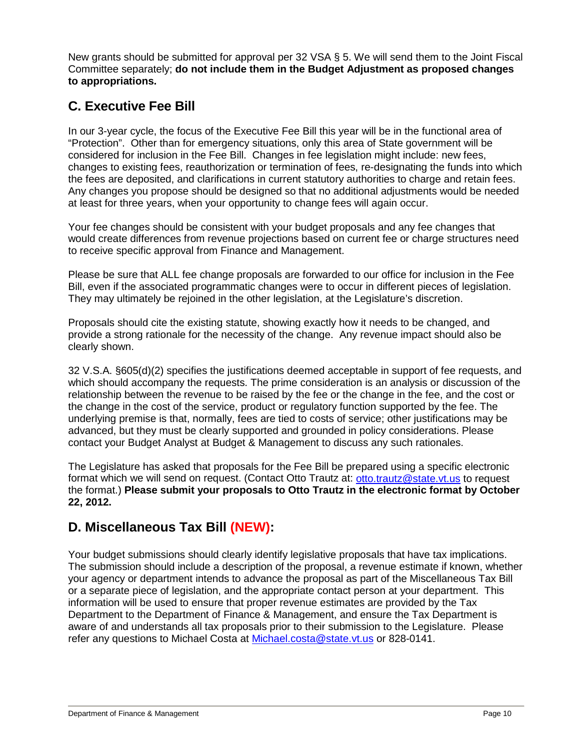New grants should be submitted for approval per 32 VSA § 5. We will send them to the Joint Fiscal Committee separately; **do not include them in the Budget Adjustment as proposed changes to appropriations.**

## C. Executive Fee Bill

In our 3-year cycle, the focus of the Executive Fee Bill this year will be in the functional area of "Protection". Other than for emergency situations, only this area of State government will be considered for inclusion in the Fee Bill. Changes in fee legislation might include: new fees, changes to existing fees, reauthorization or termination of fees, re-designating the funds into which the fees are deposited, and clarifications in current statutory authorities to charge and retain fees. Any changes you propose should be designed so that no additional adjustments would be needed at least for three years, when your opportunity to change fees will again occur.

Your fee changes should be consistent with your budget proposals and any fee changes that would create differences from revenue projections based on current fee or charge structures need to receive specific approval from Finance and Management.

Please be sure that ALL fee change proposals are forwarded to our office for inclusion in the Fee Bill, even if the associated programmatic changes were to occur in different pieces of legislation. They may ultimately be rejoined in the other legislation, at the Legislature's discretion.

Proposals should cite the existing statute, showing exactly how it needs to be changed, and provide a strong rationale for the necessity of the change. Any revenue impact should also be clearly shown.

32 V.S.A. §605(d)(2) specifies the justifications deemed acceptable in support of fee requests, and which should accompany the requests. The prime consideration is an analysis or discussion of the relationship between the revenue to be raised by the fee or the change in the fee, and the cost or the change in the cost of the service, product or regulatory function supported by the fee. The underlying premise is that, normally, fees are tied to costs of service; other justifications may be advanced, but they must be clearly supported and grounded in policy considerations. Please contact your Budget Analyst at Budget & Management to discuss any such rationales.

The Legislature has asked that proposals for the Fee Bill be prepared using a specific electronic format which we will send on request. (Contact Otto Trautz at: otto.trautz@state.vt.us to request the format.) **Please submit your proposals to Otto Trautz in the electronic format by October 22, 2012.**

## D. Miscellaneous Tax Bill (NEW):

Your budget submissions should clearly identify legislative proposals that have tax implications. The submission should include a description of the proposal, a revenue estimate if known, whether your agency or department intends to advance the proposal as part of the Miscellaneous Tax Bill or a separate piece of legislation, and the appropriate contact person at your department. This information will be used to ensure that proper revenue estimates are provided by the Tax Department to the Department of Finance & Management, and ensure the Tax Department is aware of and understands all tax proposals prior to their submission to the Legislature. Please refer any questions to Michael Costa at Michael.costa@state.vt.us or 828-0141.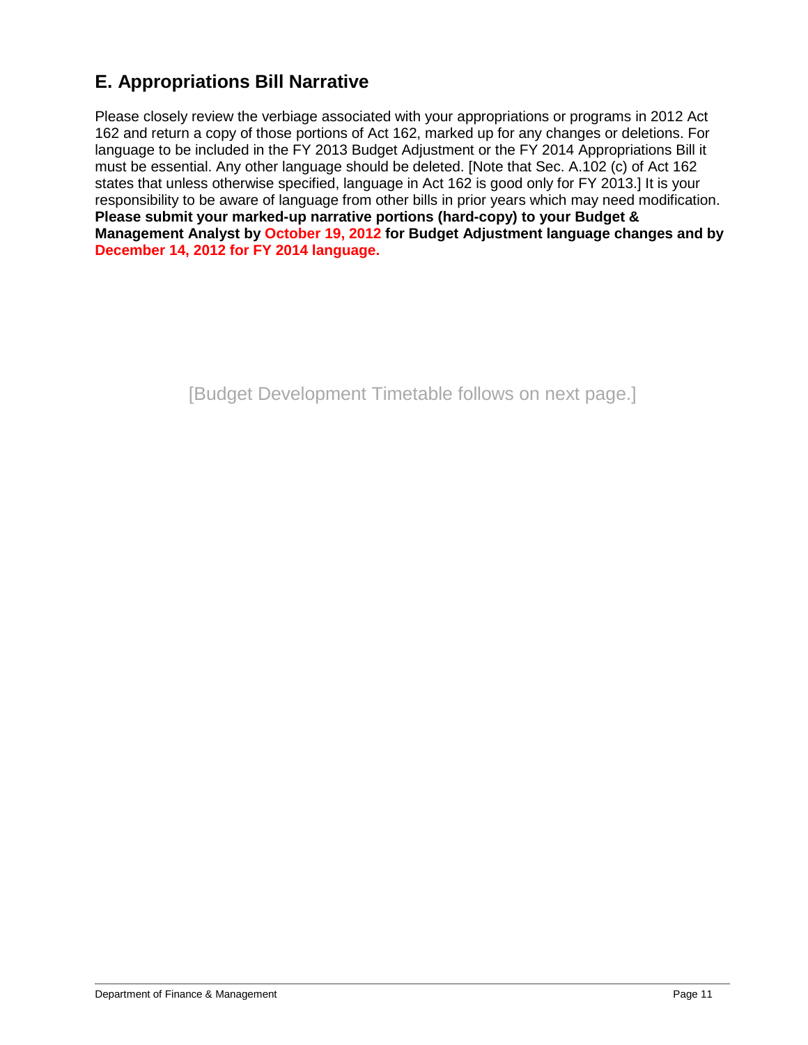## E. Appropriations Bill Narrative

Please closely review the verbiage associated with your appropriations or programs in 2012 Act 162 and return a copy of those portions of Act 162, marked up for any changes or deletions. For language to be included in the FY 2013 Budget Adjustment or the FY 2014 Appropriations Bill it must be essential. Any other language should be deleted. [Note that Sec. A.102 (c) of Act 162 states that unless otherwise specified, language in Act 162 is good only for FY 2013.] It is your responsibility to be aware of language from other bills in prior years which may need modification. **Please submit your marked-up narrative portions (hard-copy) to your Budget & Management Analyst by October 19, 2012 for Budget Adjustment language changes and by December 14, 2012 for FY 2014 language.**

[Budget Development Timetable follows on next page.]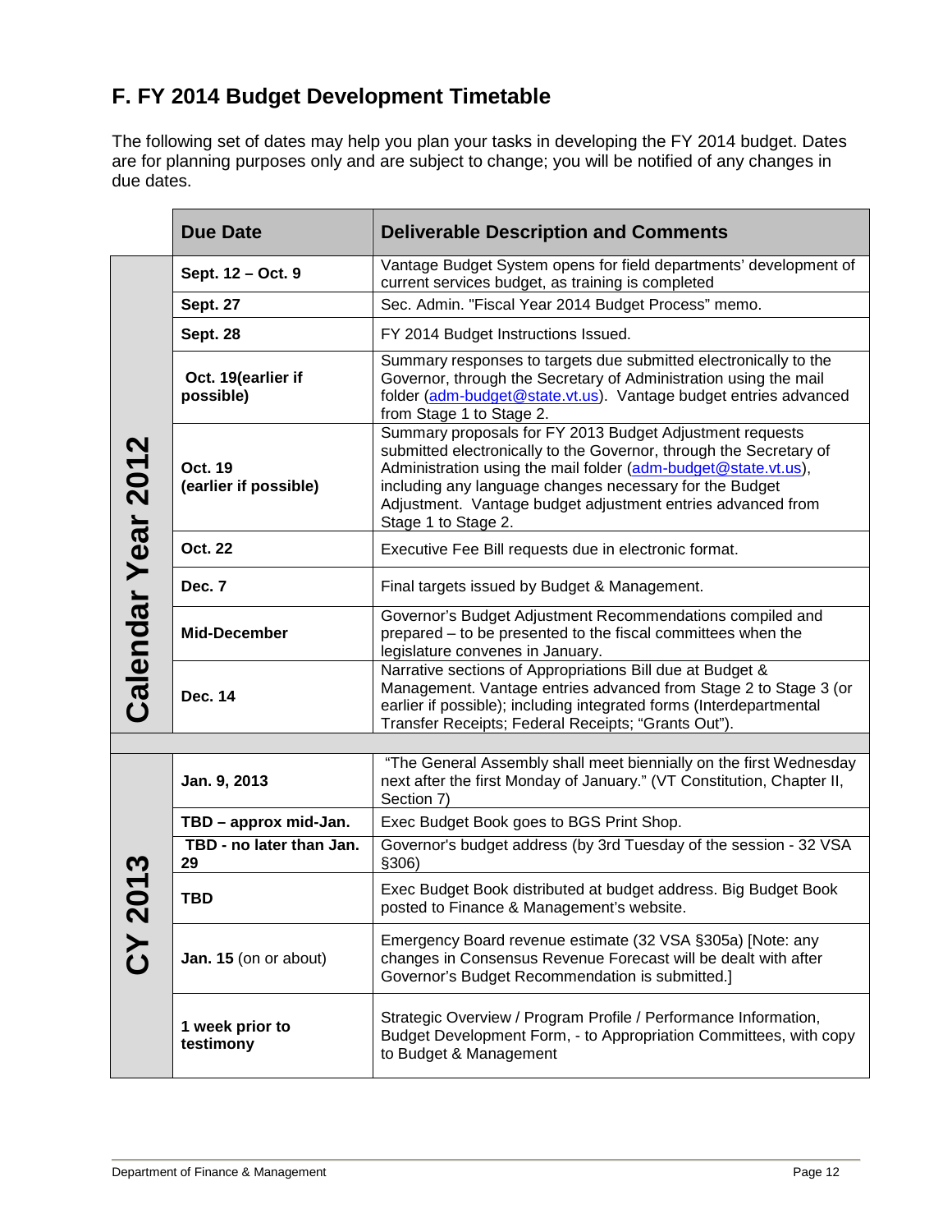## F. FY 2014 Budget Development Timetable

The following set of dates may help you plan your tasks in developing the FY 2014 budget. Dates are for planning purposes only and are subject to change; you will be notified of any changes in due dates.

| | Due Date | Deliverable Description and Comments |
|---|---|---|
| **Calendar Year 2012** | **Sept. 12 – Oct. 9** | Vantage Budget System opens for field departments' development of current services budget, as training is completed |
| | **Sept. 27** | Sec. Admin. "Fiscal Year 2014 Budget Process" memo. |
| | **Sept. 28** | FY 2014 Budget Instructions Issued. |
| | **Oct. 19(earlier if possible)** | Summary responses to targets due submitted electronically to the Governor, through the Secretary of Administration using the mail folder (adm-budget@state.vt.us). Vantage budget entries advanced from Stage 1 to Stage 2. |
| | **Oct. 19 (earlier if possible)** | Summary proposals for FY 2013 Budget Adjustment requests submitted electronically to the Governor, through the Secretary of Administration using the mail folder (adm-budget@state.vt.us), including any language changes necessary for the Budget Adjustment. Vantage budget adjustment entries advanced from Stage 1 to Stage 2. |
| | **Oct. 22** | Executive Fee Bill requests due in electronic format. |
| | **Dec. 7** | Final targets issued by Budget & Management. |
| | **Mid-December** | Governor's Budget Adjustment Recommendations compiled and prepared – to be presented to the fiscal committees when the legislature convenes in January. |
| | **Dec. 14** | Narrative sections of Appropriations Bill due at Budget & Management. Vantage entries advanced from Stage 2 to Stage 3 (or earlier if possible); including integrated forms (Interdepartmental Transfer Receipts; Federal Receipts; "Grants Out"). |
| | | |
| **CY 2013** | **Jan. 9, 2013** | "The General Assembly shall meet biennially on the first Wednesday next after the first Monday of January." (VT Constitution, Chapter II, Section 7) |
| | **TBD – approx mid-Jan.** | Exec Budget Book goes to BGS Print Shop. |
| | **TBD - no later than Jan. 29** | Governor's budget address (by 3rd Tuesday of the session - 32 VSA §306) |
| | **TBD** | Exec Budget Book distributed at budget address. Big Budget Book posted to Finance & Management's website. |
| | **Jan. 15** (on or about) | Emergency Board revenue estimate (32 VSA §305a) [Note: any changes in Consensus Revenue Forecast will be dealt with after Governor's Budget Recommendation is submitted.] |
| | **1 week prior to testimony** | Strategic Overview / Program Profile / Performance Information, Budget Development Form, - to Appropriation Committees, with copy to Budget & Management |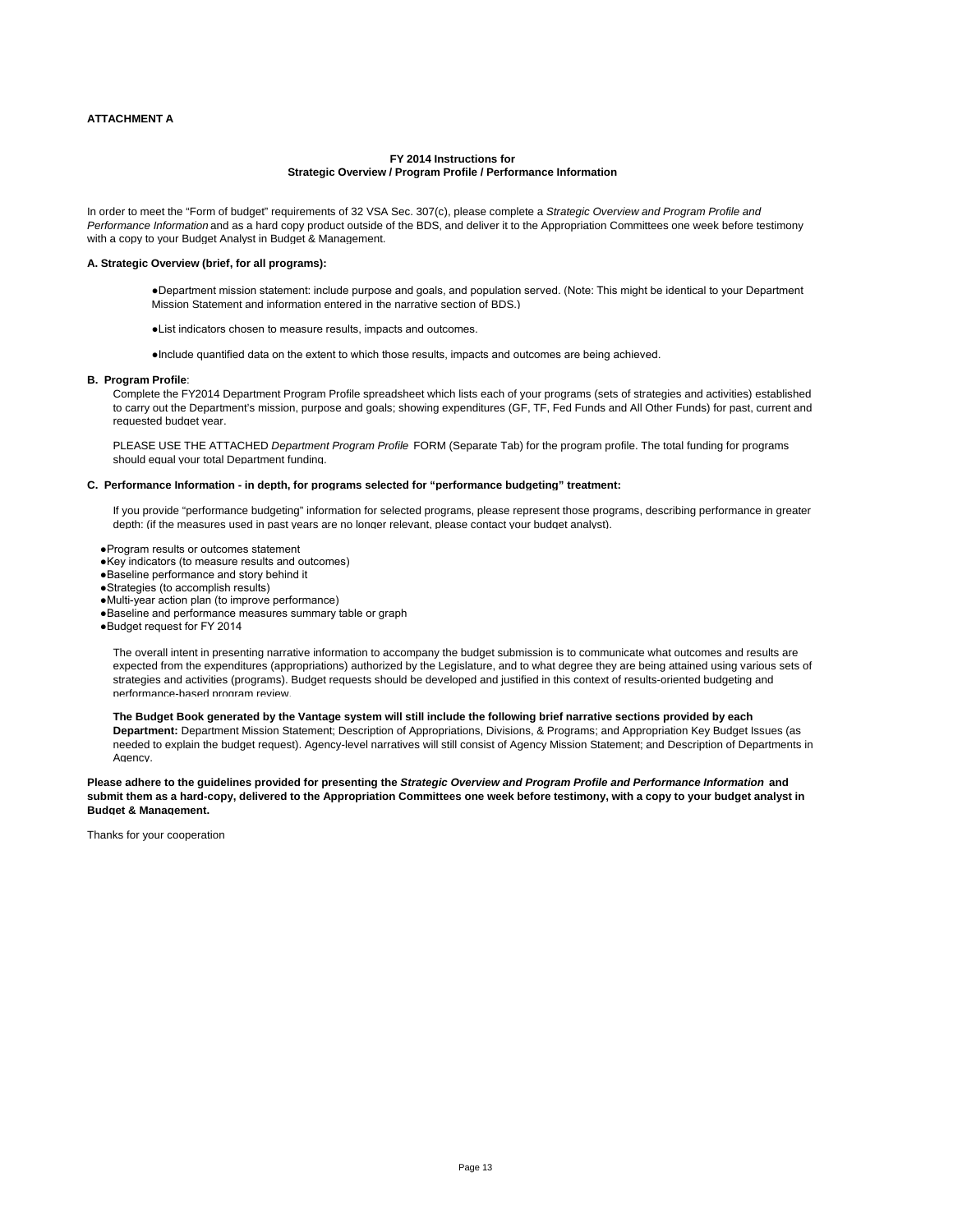**ATTACHMENT A**

**FY 2014 Instructions for**
**Strategic Overview / Program Profile / Performance Information**

In order to meet the "Form of budget" requirements of 32 VSA Sec. 307(c), please complete a *Strategic Overview and Program Profile and Performance Information* and as a hard copy product outside of the BDS, and deliver it to the Appropriation Committees one week before testimony with a copy to your Budget Analyst in Budget & Management.

**A. Strategic Overview (brief, for all programs):**

- Department mission statement: include purpose and goals, and population served. (Note: This might be identical to your Department Mission Statement and information entered in the narrative section of BDS.)
- List indicators chosen to measure results, impacts and outcomes.
- Include quantified data on the extent to which those results, impacts and outcomes are being achieved.

**B. Program Profile**:

Complete the FY2014 Department Program Profile spreadsheet which lists each of your programs (sets of strategies and activities) established to carry out the Department's mission, purpose and goals; showing expenditures (GF, TF, Fed Funds and All Other Funds) for past, current and requested budget year.

PLEASE USE THE ATTACHED *Department Program Profile* FORM (Separate Tab) for the program profile. The total funding for programs should equal your total Department funding.

**C. Performance Information - in depth, for programs selected for "performance budgeting" treatment:**

If you provide "performance budgeting" information for selected programs, please represent those programs, describing performance in greater depth: (if the measures used in past years are no longer relevant, please contact your budget analyst).

- Program results or outcomes statement
- Key indicators (to measure results and outcomes)
- Baseline performance and story behind it
- Strategies (to accomplish results)
- Multi-year action plan (to improve performance)
- Baseline and performance measures summary table or graph
- Budget request for FY 2014

The overall intent in presenting narrative information to accompany the budget submission is to communicate what outcomes and results are expected from the expenditures (appropriations) authorized by the Legislature, and to what degree they are being attained using various sets of strategies and activities (programs). Budget requests should be developed and justified in this context of results-oriented budgeting and performance-based program review.

**The Budget Book generated by the Vantage system will still include the following brief narrative sections provided by each Department:** Department Mission Statement; Description of Appropriations, Divisions, & Programs; and Appropriation Key Budget Issues (as needed to explain the budget request). Agency-level narratives will still consist of Agency Mission Statement; and Description of Departments in Agency.

**Please adhere to the guidelines provided for presenting the *Strategic Overview and Program Profile and Performance Information* and submit them as a hard-copy, delivered to the Appropriation Committees one week before testimony, with a copy to your budget analyst in Budget & Management.**

Thanks for your cooperation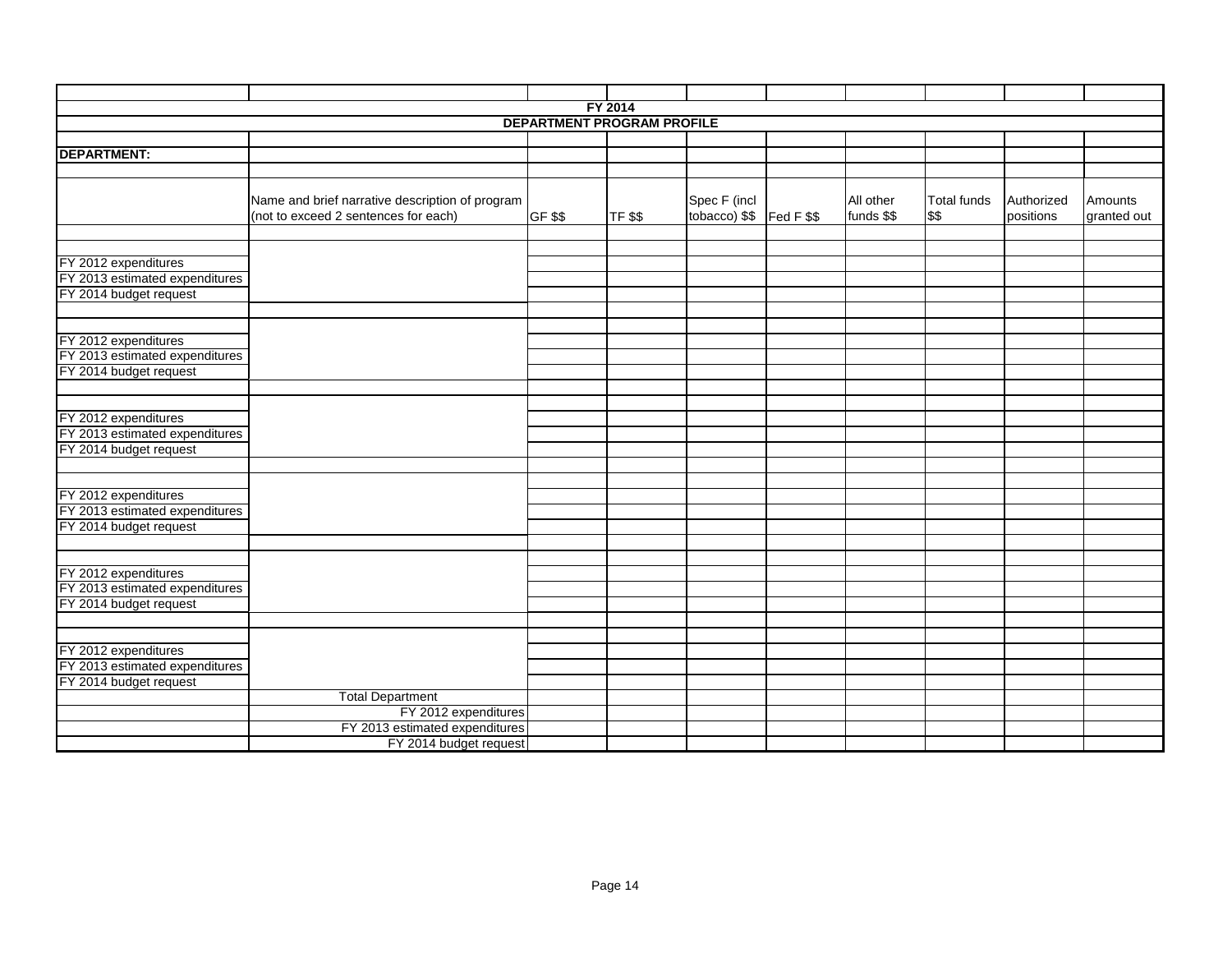| | | | | | | | | | |
|---|---|---|---|---|---|---|---|---|---|
| **FY 2014** | | | | | | | | | |
| **DEPARTMENT PROGRAM PROFILE** | | | | | | | | | |
| | | | | | | | | | |
| **DEPARTMENT:** | | | | | | | | | |
| | | | | | | | | | |
| | Name and brief narrative description of program (not to exceed 2 sentences for each) | GF $$ | TF $$ | Spec F (incl tobacco) $$ | Fed F $$ | All other funds $$ | Total funds $$ | Authorized positions | Amounts granted out |
| | | | | | | | | | |
| | | | | | | | | | |
| FY 2012 expenditures | | | | | | | | | |
| FY 2013 estimated expenditures | | | | | | | | | |
| FY 2014 budget request | | | | | | | | | |
| | | | | | | | | | |
| | | | | | | | | | |
| FY 2012 expenditures | | | | | | | | | |
| FY 2013 estimated expenditures | | | | | | | | | |
| FY 2014 budget request | | | | | | | | | |
| | | | | | | | | | |
| | | | | | | | | | |
| FY 2012 expenditures | | | | | | | | | |
| FY 2013 estimated expenditures | | | | | | | | | |
| FY 2014 budget request | | | | | | | | | |
| | | | | | | | | | |
| | | | | | | | | | |
| FY 2012 expenditures | | | | | | | | | |
| FY 2013 estimated expenditures | | | | | | | | | |
| FY 2014 budget request | | | | | | | | | |
| | | | | | | | | | |
| | | | | | | | | | |
| FY 2012 expenditures | | | | | | | | | |
| FY 2013 estimated expenditures | | | | | | | | | |
| FY 2014 budget request | | | | | | | | | |
| | | | | | | | | | |
| | | | | | | | | | |
| FY 2012 expenditures | | | | | | | | | |
| FY 2013 estimated expenditures | | | | | | | | | |
| FY 2014 budget request | | | | | | | | | |
| | Total Department | | | | | | | | |
| | FY 2012 expenditures | | | | | | | | |
| | FY 2013 estimated expenditures | | | | | | | | |
| | FY 2014 budget request | | | | | | | | |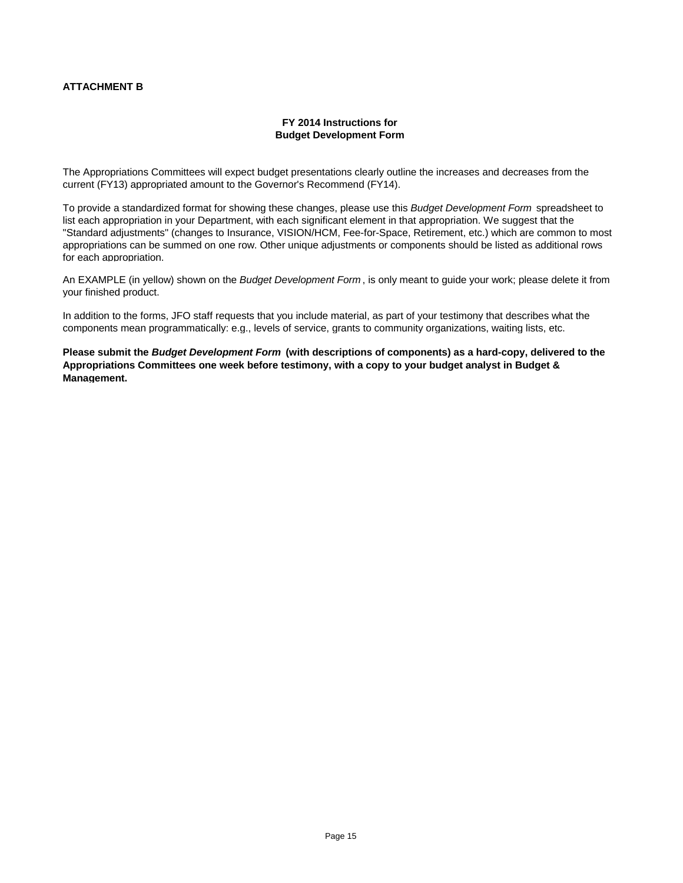**ATTACHMENT B**

**FY 2014 Instructions for**
**Budget Development Form**

The Appropriations Committees will expect budget presentations clearly outline the increases and decreases from the current (FY13) appropriated amount to the Governor's Recommend (FY14).

To provide a standardized format for showing these changes, please use this *Budget Development Form* spreadsheet to list each appropriation in your Department, with each significant element in that appropriation. We suggest that the "Standard adjustments" (changes to Insurance, VISION/HCM, Fee-for-Space, Retirement, etc.) which are common to most appropriations can be summed on one row. Other unique adjustments or components should be listed as additional rows for each appropriation.

An EXAMPLE (in yellow) shown on the *Budget Development Form*, is only meant to guide your work; please delete it from your finished product.

In addition to the forms, JFO staff requests that you include material, as part of your testimony that describes what the components mean programmatically: e.g., levels of service, grants to community organizations, waiting lists, etc.

**Please submit the *Budget Development Form* (with descriptions of components) as a hard-copy, delivered to the Appropriations Committees one week before testimony, with a copy to your budget analyst in Budget & Management.**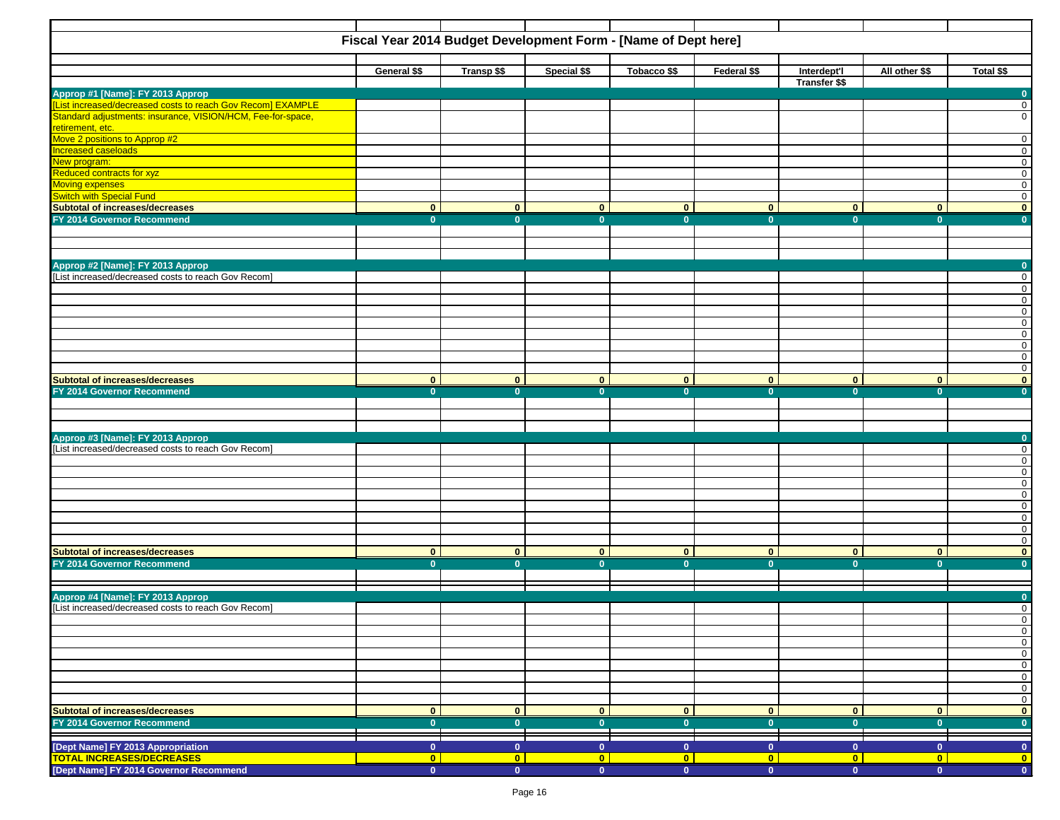# Fiscal Year 2014 Budget Development Form - [Name of Dept here]

| | General $$ | Transp $$ | Special $$ | Tobacco $$ | Federal $$ | Interdept'l Transfer $$ | All other $$ | Total $$ |
|---|---|---|---|---|---|---|---|---|
| **Approp #1 [Name]: FY 2013 Approp** | | | | | | | | **0** |
| [List increased/decreased costs to reach Gov Recom] EXAMPLE | | | | | | | | 0 |
| Standard adjustments: insurance, VISION/HCM, Fee-for-space, retirement, etc. | | | | | | | | 0 |
| Move 2 positions to Approp #2 | | | | | | | | 0 |
| Increased caseloads | | | | | | | | 0 |
| New program: | | | | | | | | 0 |
| Reduced contracts for xyz | | | | | | | | 0 |
| Moving expenses | | | | | | | | 0 |
| Switch with Special Fund | | | | | | | | 0 |
| **Subtotal of increases/decreases** | **0** | **0** | **0** | **0** | **0** | **0** | **0** | **0** |
| **FY 2014 Governor Recommend** | **0** | **0** | **0** | **0** | **0** | **0** | **0** | **0** |
| | | | | | | | | |
| | | | | | | | | |
| | | | | | | | | |
| **Approp #2 [Name]: FY 2013 Approp** | | | | | | | | **0** |
| [List increased/decreased costs to reach Gov Recom] | | | | | | | | 0 |
| | | | | | | | | 0 |
| | | | | | | | | 0 |
| | | | | | | | | 0 |
| | | | | | | | | 0 |
| | | | | | | | | 0 |
| | | | | | | | | 0 |
| | | | | | | | | 0 |
| | | | | | | | | 0 |
| **Subtotal of increases/decreases** | **0** | **0** | **0** | **0** | **0** | **0** | **0** | **0** |
| **FY 2014 Governor Recommend** | **0** | **0** | **0** | **0** | **0** | **0** | **0** | **0** |
| | | | | | | | | |
| | | | | | | | | |
| | | | | | | | | |
| **Approp #3 [Name]: FY 2013 Approp** | | | | | | | | **0** |
| [List increased/decreased costs to reach Gov Recom] | | | | | | | | 0 |
| | | | | | | | | 0 |
| | | | | | | | | 0 |
| | | | | | | | | 0 |
| | | | | | | | | 0 |
| | | | | | | | | 0 |
| | | | | | | | | 0 |
| | | | | | | | | 0 |
| | | | | | | | | 0 |
| **Subtotal of increases/decreases** | **0** | **0** | **0** | **0** | **0** | **0** | **0** | **0** |
| **FY 2014 Governor Recommend** | **0** | **0** | **0** | **0** | **0** | **0** | **0** | **0** |
| | | | | | | | | |
| | | | | | | | | |
| **Approp #4 [Name]: FY 2013 Approp** | | | | | | | | **0** |
| [List increased/decreased costs to reach Gov Recom] | | | | | | | | 0 |
| | | | | | | | | 0 |
| | | | | | | | | 0 |
| | | | | | | | | 0 |
| | | | | | | | | 0 |
| | | | | | | | | 0 |
| | | | | | | | | 0 |
| | | | | | | | | 0 |
| | | | | | | | | 0 |
| **Subtotal of increases/decreases** | **0** | **0** | **0** | **0** | **0** | **0** | **0** | **0** |
| **FY 2014 Governor Recommend** | **0** | **0** | **0** | **0** | **0** | **0** | **0** | **0** |
| | | | | | | | | |
| **[Dept Name] FY 2013 Appropriation** | **0** | **0** | **0** | **0** | **0** | **0** | **0** | **0** |
| **TOTAL INCREASES/DECREASES** | **0** | **0** | **0** | **0** | **0** | **0** | **0** | **0** |
| **[Dept Name] FY 2014 Governor Recommend** | **0** | **0** | **0** | **0** | **0** | **0** | **0** | **0** |